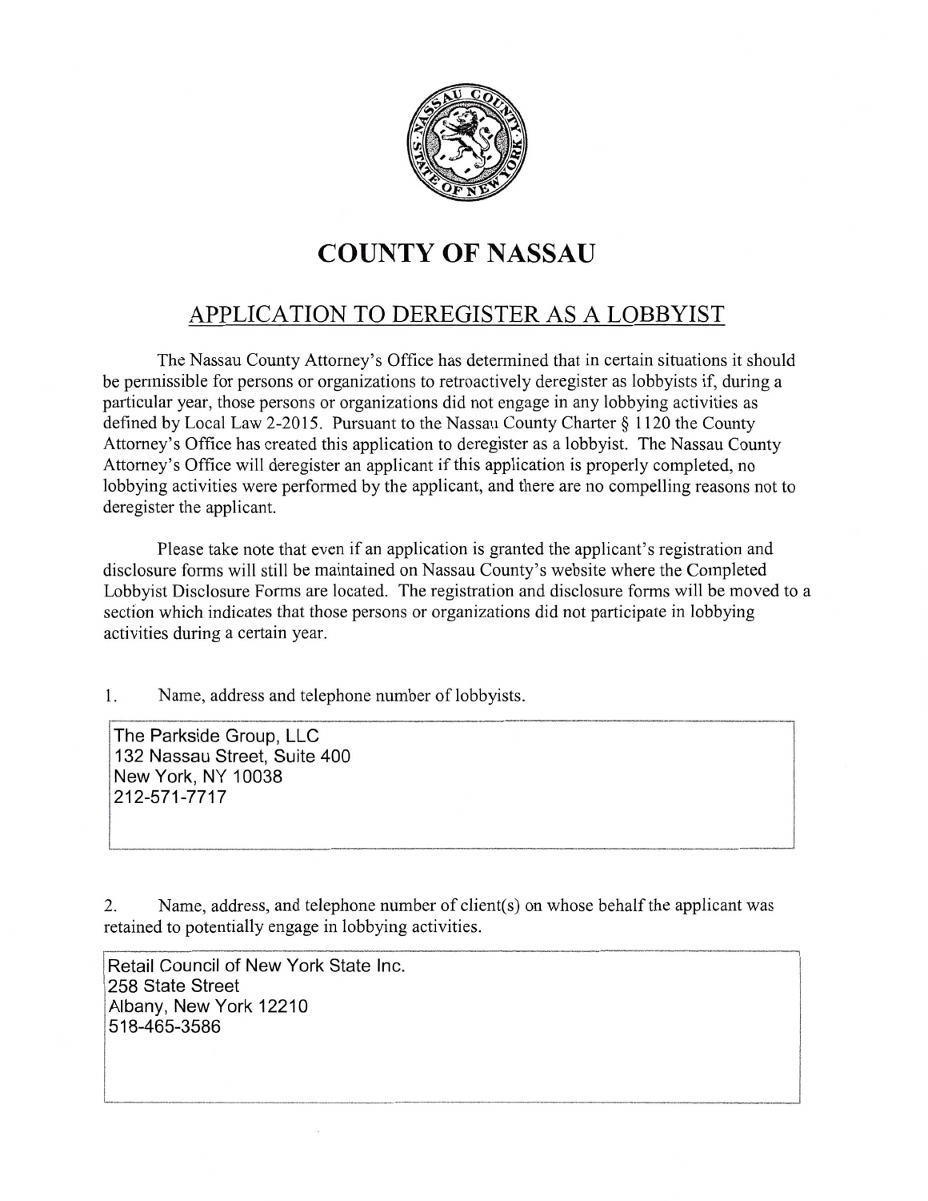# COUNTY OF NASSAU

## APPLICATION TO DEREGISTER AS A LOBBYIST

The Nassau County Attorney's Office has determined that in certain situations it should be permissible for persons or organizations to retroactively deregister as lobbyists if, during a particular year, those persons or organizations did not engage in any lobbying activities as defined by Local Law 2-2015. Pursuant to the Nassau County Charter § 1120 the County Attorney's Office has created this application to deregister as a lobbyist. The Nassau County Attorney's Office will deregister an applicant if this application is properly completed, no lobbying activities were performed by the applicant, and there are no compelling reasons not to deregister the applicant.

Please take note that even if an application is granted the applicant's registration and disclosure forms will still be maintained on Nassau County's website where the Completed Lobbyist Disclosure Forms are located. The registration and disclosure forms will be moved to a section which indicates that those persons or organizations did not participate in lobbying activities during a certain year.

1. Name, address and telephone number of lobbyists.

The Parkside Group, LLC
132 Nassau Street, Suite 400
New York, NY 10038
212-571-7717

2. Name, address, and telephone number of client(s) on whose behalf the applicant was retained to potentially engage in lobbying activities.

Retail Council of New York State Inc.
258 State Street
Albany, New York 12210
518-465-3586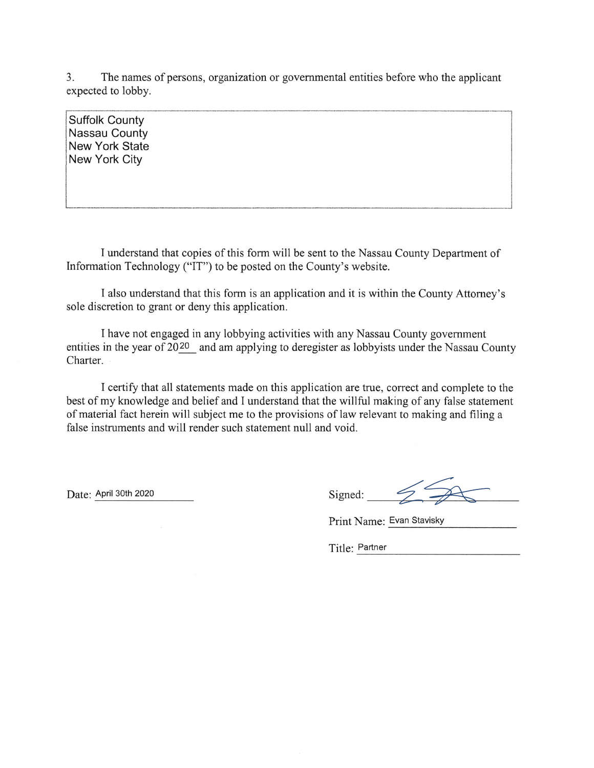3. The names of persons, organization or governmental entities before who the applicant expected to lobby.

Suffolk County
Nassau County
New York State
New York City

I understand that copies of this form will be sent to the Nassau County Department of Information Technology ("IT") to be posted on the County's website.

I also understand that this form is an application and it is within the County Attorney's sole discretion to grant or deny this application.

I have not engaged in any lobbying activities with any Nassau County government entities in the year of 2020 and am applying to deregister as lobbyists under the Nassau County Charter.

I certify that all statements made on this application are true, correct and complete to the best of my knowledge and belief and I understand that the willful making of any false statement of material fact herein will subject me to the provisions of law relevant to making and filing a false instruments and will render such statement null and void.

Date: April 30th 2020

Signed: ______________

Print Name: Evan Stavisky

Title: Partner